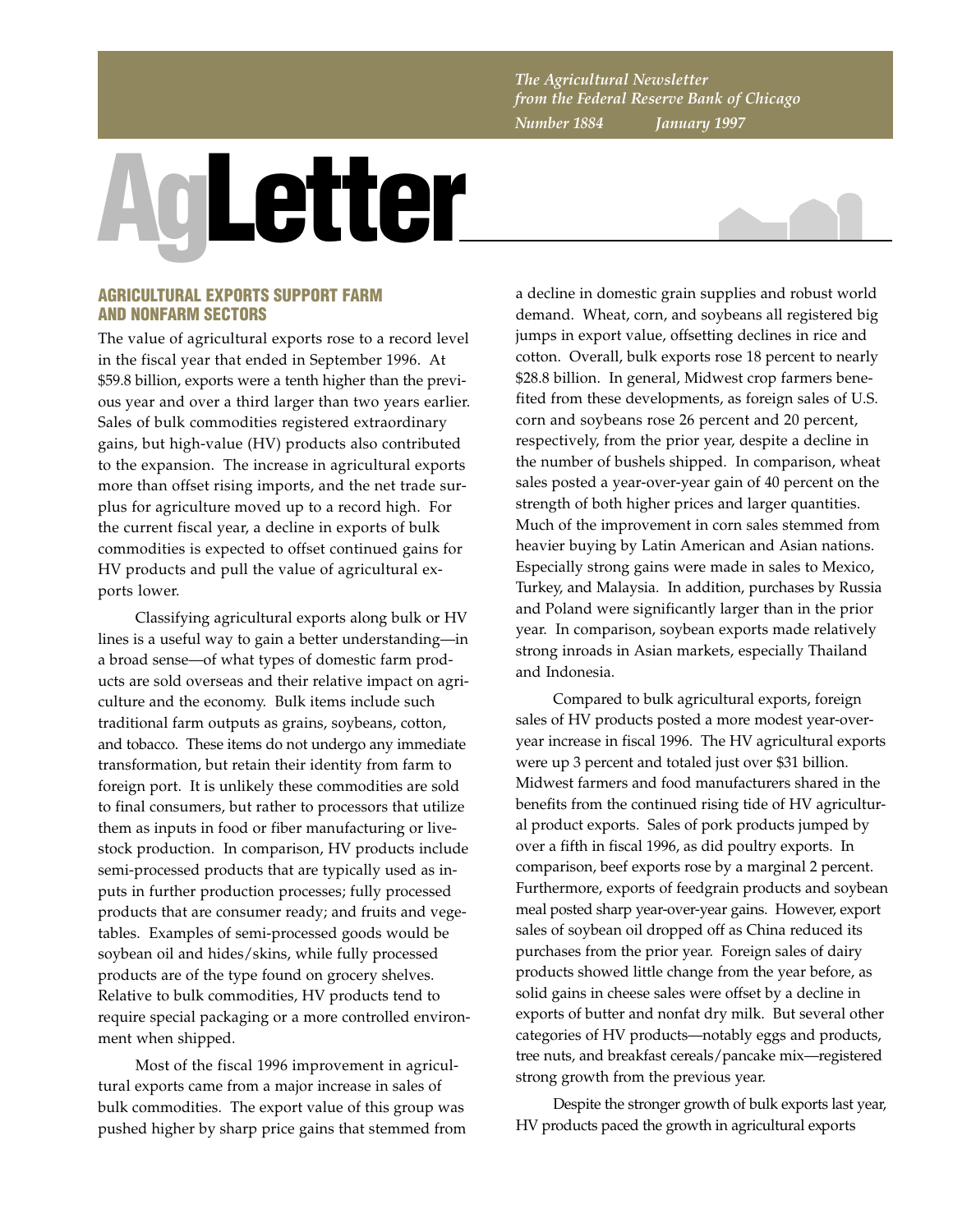*The Agricultural Newsletter from the Federal Reserve Bank of Chicago*

*Number 1884 January 1997*

# AgLetter

## AGRICULTURAL EXPORTS SUPPORT FARM AND NONFARM SECTORS

The value of agricultural exports rose to a record level in the fiscal year that ended in September 1996. At $59.8 billion, exports were a tenth higher than the previous year and over a third larger than two years earlier. Sales of bulk commodities registered extraordinary gains, but high-value (HV) products also contributed to the expansion. The increase in agricultural exports more than offset rising imports, and the net trade surplus for agriculture moved up to a record high. For the current fiscal year, a decline in exports of bulk commodities is expected to offset continued gains for HV products and pull the value of agricultural exports lower.

Classifying agricultural exports along bulk or HV lines is a useful way to gain a better understanding—in a broad sense—of what types of domestic farm products are sold overseas and their relative impact on agriculture and the economy. Bulk items include such traditional farm outputs as grains, soybeans, cotton, and tobacco. These items do not undergo any immediate transformation, but retain their identity from farm to foreign port. It is unlikely these commodities are sold to final consumers, but rather to processors that utilize them as inputs in food or fiber manufacturing or livestock production. In comparison, HV products include semi-processed products that are typically used as inputs in further production processes; fully processed products that are consumer ready; and fruits and vegetables. Examples of semi-processed goods would be soybean oil and hides/skins, while fully processed products are of the type found on grocery shelves. Relative to bulk commodities, HV products tend to require special packaging or a more controlled environment when shipped.

Most of the fiscal 1996 improvement in agricultural exports came from a major increase in sales of bulk commodities. The export value of this group was pushed higher by sharp price gains that stemmed from a decline in domestic grain supplies and robust world demand. Wheat, corn, and soybeans all registered big jumps in export value, offsetting declines in rice and cotton. Overall, bulk exports rose 18 percent to nearly $28.8 billion. In general, Midwest crop farmers benefited from these developments, as foreign sales of U.S. corn and soybeans rose 26 percent and 20 percent, respectively, from the prior year, despite a decline in the number of bushels shipped. In comparison, wheat sales posted a year-over-year gain of 40 percent on the strength of both higher prices and larger quantities. Much of the improvement in corn sales stemmed from heavier buying by Latin American and Asian nations. Especially strong gains were made in sales to Mexico, Turkey, and Malaysia. In addition, purchases by Russia and Poland were significantly larger than in the prior year. In comparison, soybean exports made relatively strong inroads in Asian markets, especially Thailand and Indonesia.

Compared to bulk agricultural exports, foreign sales of HV products posted a more modest year-over-year increase in fiscal 1996. The HV agricultural exports were up 3 percent and totaled just over $31 billion. Midwest farmers and food manufacturers shared in the benefits from the continued rising tide of HV agricultural product exports. Sales of pork products jumped by over a fifth in fiscal 1996, as did poultry exports. In comparison, beef exports rose by a marginal 2 percent. Furthermore, exports of feedgrain products and soybean meal posted sharp year-over-year gains. However, export sales of soybean oil dropped off as China reduced its purchases from the prior year. Foreign sales of dairy products showed little change from the year before, as solid gains in cheese sales were offset by a decline in exports of butter and nonfat dry milk. But several other categories of HV products—notably eggs and products, tree nuts, and breakfast cereals/pancake mix—registered strong growth from the previous year.

Despite the stronger growth of bulk exports last year, HV products paced the growth in agricultural exports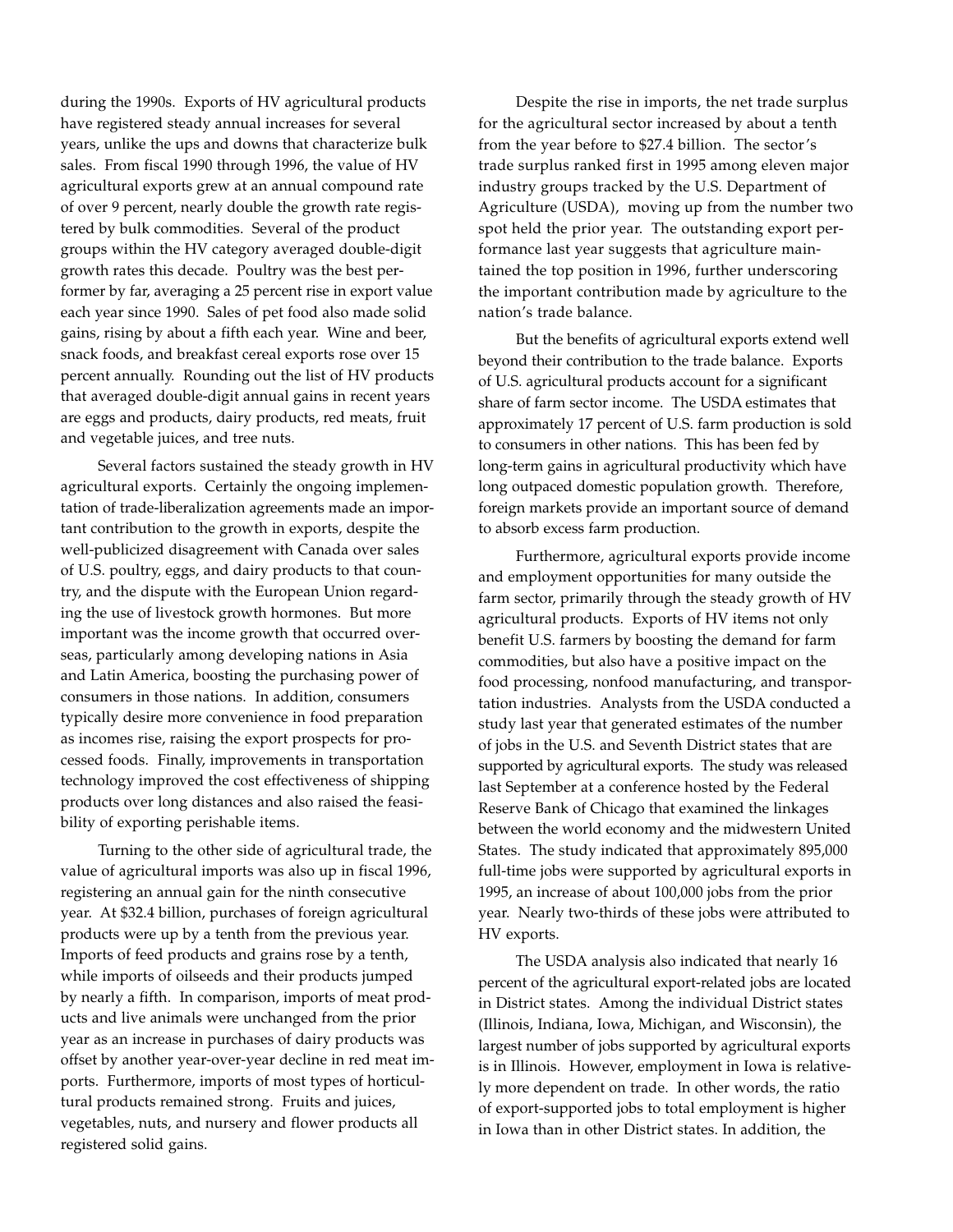during the 1990s. Exports of HV agricultural products have registered steady annual increases for several years, unlike the ups and downs that characterize bulk sales. From fiscal 1990 through 1996, the value of HV agricultural exports grew at an annual compound rate of over 9 percent, nearly double the growth rate registered by bulk commodities. Several of the product groups within the HV category averaged double-digit growth rates this decade. Poultry was the best performer by far, averaging a 25 percent rise in export value each year since 1990. Sales of pet food also made solid gains, rising by about a fifth each year. Wine and beer, snack foods, and breakfast cereal exports rose over 15 percent annually. Rounding out the list of HV products that averaged double-digit annual gains in recent years are eggs and products, dairy products, red meats, fruit and vegetable juices, and tree nuts.

Several factors sustained the steady growth in HV agricultural exports. Certainly the ongoing implementation of trade-liberalization agreements made an important contribution to the growth in exports, despite the well-publicized disagreement with Canada over sales of U.S. poultry, eggs, and dairy products to that country, and the dispute with the European Union regarding the use of livestock growth hormones. But more important was the income growth that occurred overseas, particularly among developing nations in Asia and Latin America, boosting the purchasing power of consumers in those nations. In addition, consumers typically desire more convenience in food preparation as incomes rise, raising the export prospects for processed foods. Finally, improvements in transportation technology improved the cost effectiveness of shipping products over long distances and also raised the feasibility of exporting perishable items.

Turning to the other side of agricultural trade, the value of agricultural imports was also up in fiscal 1996, registering an annual gain for the ninth consecutive year. At $32.4 billion, purchases of foreign agricultural products were up by a tenth from the previous year. Imports of feed products and grains rose by a tenth, while imports of oilseeds and their products jumped by nearly a fifth. In comparison, imports of meat products and live animals were unchanged from the prior year as an increase in purchases of dairy products was offset by another year-over-year decline in red meat imports. Furthermore, imports of most types of horticultural products remained strong. Fruits and juices, vegetables, nuts, and nursery and flower products all registered solid gains.

Despite the rise in imports, the net trade surplus for the agricultural sector increased by about a tenth from the year before to $27.4 billion. The sector's trade surplus ranked first in 1995 among eleven major industry groups tracked by the U.S. Department of Agriculture (USDA), moving up from the number two spot held the prior year. The outstanding export performance last year suggests that agriculture maintained the top position in 1996, further underscoring the important contribution made by agriculture to the nation's trade balance.

But the benefits of agricultural exports extend well beyond their contribution to the trade balance. Exports of U.S. agricultural products account for a significant share of farm sector income. The USDA estimates that approximately 17 percent of U.S. farm production is sold to consumers in other nations. This has been fed by long-term gains in agricultural productivity which have long outpaced domestic population growth. Therefore, foreign markets provide an important source of demand to absorb excess farm production.

Furthermore, agricultural exports provide income and employment opportunities for many outside the farm sector, primarily through the steady growth of HV agricultural products. Exports of HV items not only benefit U.S. farmers by boosting the demand for farm commodities, but also have a positive impact on the food processing, nonfood manufacturing, and transportation industries. Analysts from the USDA conducted a study last year that generated estimates of the number of jobs in the U.S. and Seventh District states that are supported by agricultural exports. The study was released last September at a conference hosted by the Federal Reserve Bank of Chicago that examined the linkages between the world economy and the midwestern United States. The study indicated that approximately 895,000 full-time jobs were supported by agricultural exports in 1995, an increase of about 100,000 jobs from the prior year. Nearly two-thirds of these jobs were attributed to HV exports.

The USDA analysis also indicated that nearly 16 percent of the agricultural export-related jobs are located in District states. Among the individual District states (Illinois, Indiana, Iowa, Michigan, and Wisconsin), the largest number of jobs supported by agricultural exports is in Illinois. However, employment in Iowa is relatively more dependent on trade. In other words, the ratio of export-supported jobs to total employment is higher in Iowa than in other District states. In addition, the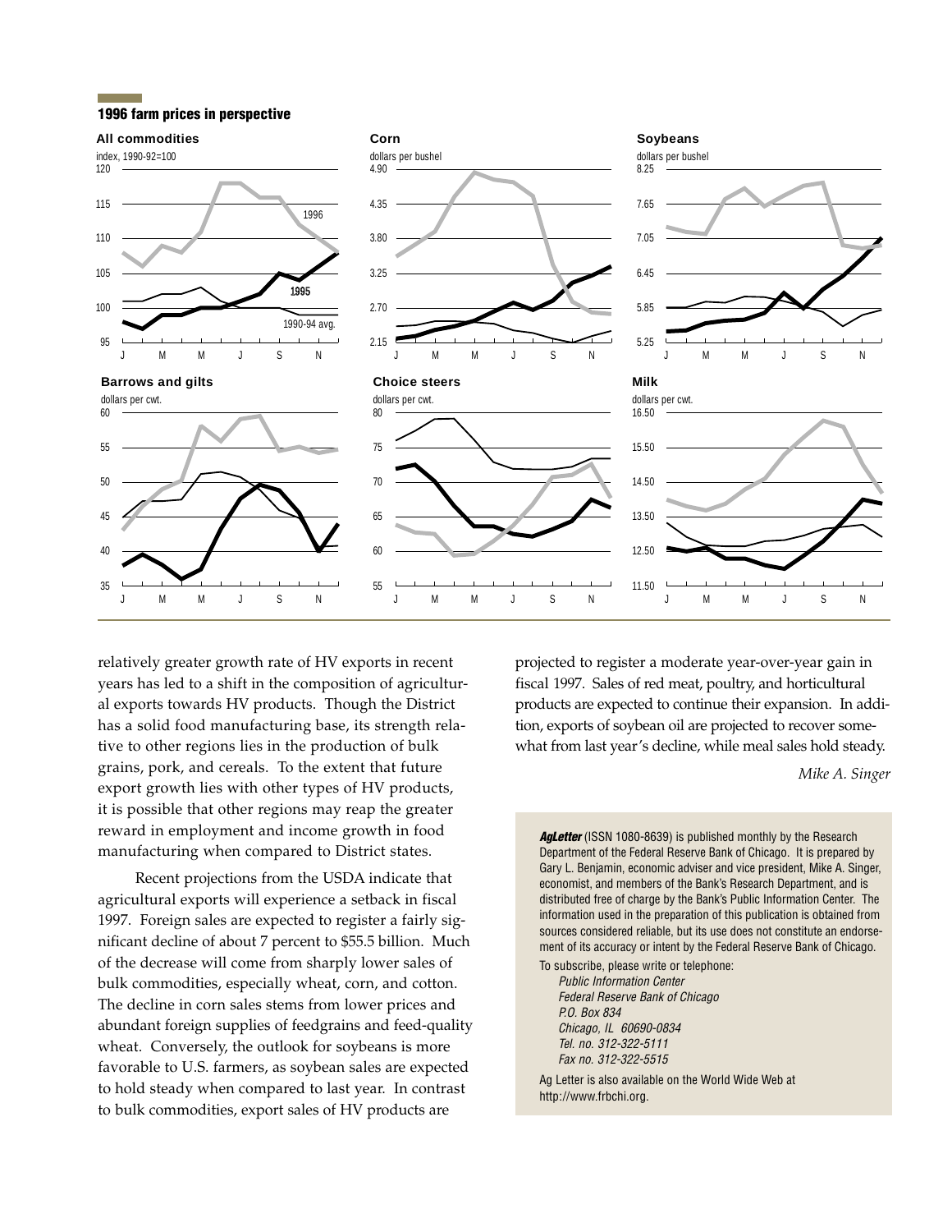## 1996 farm prices in perspective

**All commodities** — index, 1990-92=100

**Corn** — dollars per bushel

**Soybeans** — dollars per bushel

**Barrows and gilts** — dollars per cwt.

**Choice steers** — dollars per cwt.

**Milk** — dollars per cwt.

relatively greater growth rate of HV exports in recent years has led to a shift in the composition of agricultural exports towards HV products. Though the District has a solid food manufacturing base, its strength relative to other regions lies in the production of bulk grains, pork, and cereals. To the extent that future export growth lies with other types of HV products, it is possible that other regions may reap the greater reward in employment and income growth in food manufacturing when compared to District states.

Recent projections from the USDA indicate that agricultural exports will experience a setback in fiscal 1997. Foreign sales are expected to register a fairly significant decline of about 7 percent to $55.5 billion. Much of the decrease will come from sharply lower sales of bulk commodities, especially wheat, corn, and cotton. The decline in corn sales stems from lower prices and abundant foreign supplies of feedgrains and feed-quality wheat. Conversely, the outlook for soybeans is more favorable to U.S. farmers, as soybean sales are expected to hold steady when compared to last year. In contrast to bulk commodities, export sales of HV products are projected to register a moderate year-over-year gain in fiscal 1997. Sales of red meat, poultry, and horticultural products are expected to continue their expansion. In addition, exports of soybean oil are projected to recover somewhat from last year's decline, while meal sales hold steady.

*Mike A. Singer*

***AgLetter*** (ISSN 1080-8639) is published monthly by the Research Department of the Federal Reserve Bank of Chicago. It is prepared by Gary L. Benjamin, economic adviser and vice president, Mike A. Singer, economist, and members of the Bank's Research Department, and is distributed free of charge by the Bank's Public Information Center. The information used in the preparation of this publication is obtained from sources considered reliable, but its use does not constitute an endorsement of its accuracy or intent by the Federal Reserve Bank of Chicago.

To subscribe, please write or telephone:

*Public Information Center*
*Federal Reserve Bank of Chicago*
*P.O. Box 834*
*Chicago, IL 60690-0834*
*Tel. no. 312-322-5111*
*Fax no. 312-322-5515*

Ag Letter is also available on the World Wide Web at http://www.frbchi.org.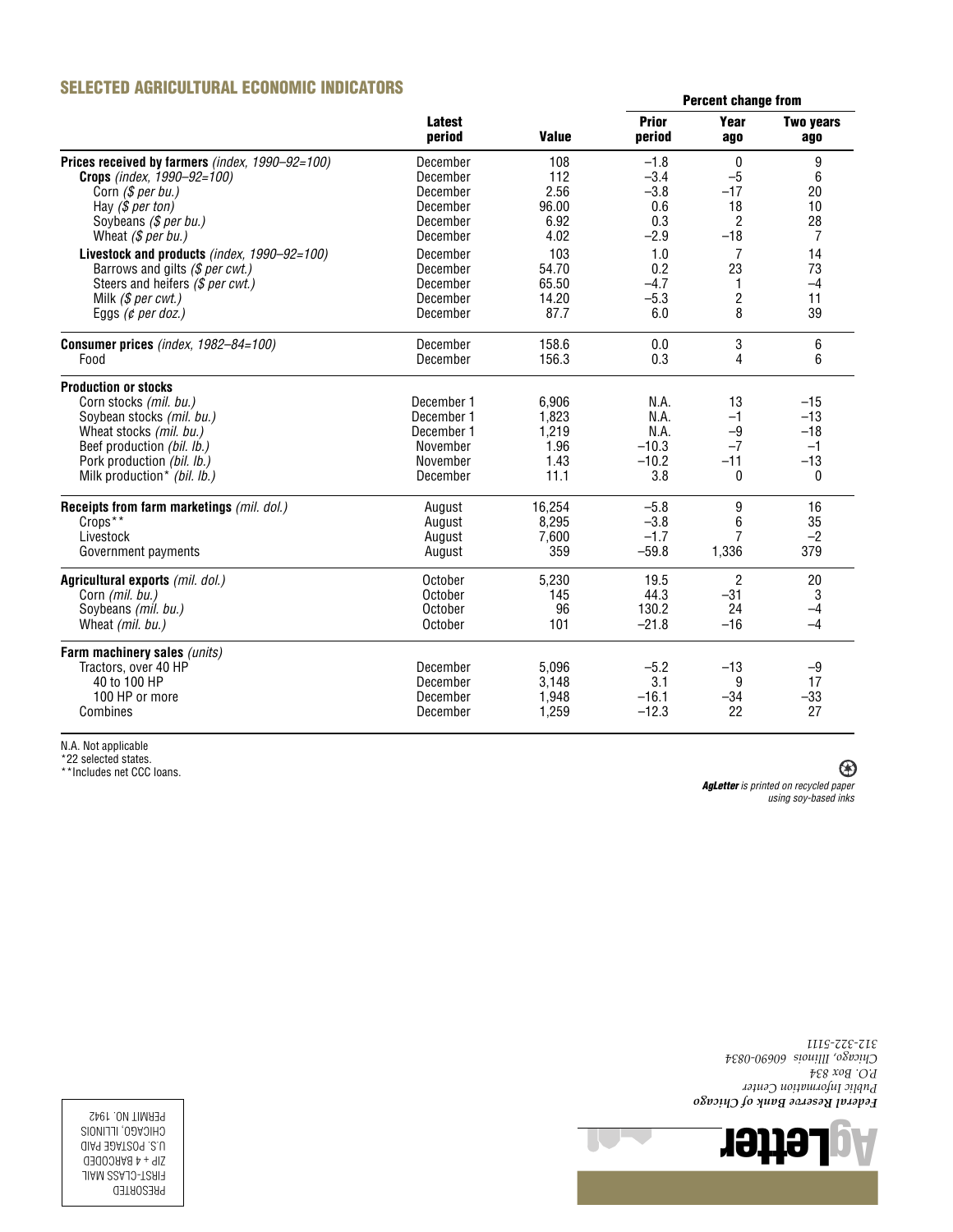## SELECTED AGRICULTURAL ECONOMIC INDICATORS

| | Latest period | Value | Percent change from Prior period | Year ago | Two years ago |
|---|---|---|---|---|---|
| **Prices received by farmers** *(index, 1990–92=100)* | December | 108 | −1.8 | 0 | 9 |
| **Crops** *(index, 1990–92=100)* | December | 112 | −3.4 | −5 | 6 |
| Corn *($ per bu.)* | December | 2.56 | −3.8 | −17 | 20 |
| Hay *($ per ton)* | December | 96.00 | 0.6 | 18 | 10 |
| Soybeans *($ per bu.)* | December | 6.92 | 0.3 | 2 | 28 |
| Wheat *($ per bu.)* | December | 4.02 | −2.9 | −18 | 7 |
| **Livestock and products** *(index, 1990–92=100)* | December | 103 | 1.0 | 7 | 14 |
| Barrows and gilts *($ per cwt.)* | December | 54.70 | 0.2 | 23 | 73 |
| Steers and heifers *($ per cwt.)* | December | 65.50 | −4.7 | 1 | −4 |
| Milk *($ per cwt.)* | December | 14.20 | −5.3 | 2 | 11 |
| Eggs *(¢ per doz.)* | December | 87.7 | 6.0 | 8 | 39 |
| **Consumer prices** *(index, 1982–84=100)* | December | 158.6 | 0.0 | 3 | 6 |
| Food | December | 156.3 | 0.3 | 4 | 6 |
| **Production or stocks** | | | | | |
| Corn stocks *(mil. bu.)* | December 1 | 6,906 | N.A. | 13 | −15 |
| Soybean stocks *(mil. bu.)* | December 1 | 1,823 | N.A. | −1 | −13 |
| Wheat stocks *(mil. bu.)* | December 1 | 1,219 | N.A. | −9 | −18 |
| Beef production *(bil. lb.)* | November | 1.96 | −10.3 | −7 | −1 |
| Pork production *(bil. lb.)* | November | 1.43 | −10.2 | −11 | −13 |
| Milk production* *(bil. lb.)* | December | 11.1 | 3.8 | 0 | 0 |
| **Receipts from farm marketings** *(mil. dol.)* | August | 16,254 | −5.8 | 9 | 16 |
| Crops** | August | 8,295 | −3.8 | 6 | 35 |
| Livestock | August | 7,600 | −1.7 | 7 | −2 |
| Government payments | August | 359 | −59.8 | 1,336 | 379 |
| **Agricultural exports** *(mil. dol.)* | October | 5,230 | 19.5 | 2 | 20 |
| Corn *(mil. bu.)* | October | 145 | 44.3 | −31 | 3 |
| Soybeans *(mil. bu.)* | October | 96 | 130.2 | 24 | −4 |
| Wheat *(mil. bu.)* | October | 101 | −21.8 | −16 | −4 |
| **Farm machinery sales** *(units)* | | | | | |
| Tractors, over 40 HP | December | 5,096 | −5.2 | −13 | −9 |
| 40 to 100 HP | December | 3,148 | 3.1 | 9 | 17 |
| 100 HP or more | December | 1,948 | −16.1 | −34 | −33 |
| Combines | December | 1,259 | −12.3 | 22 | 27 |

N.A. Not applicable
*22 selected states.
**Includes net CCC loans.

***AgLetter*** *is printed on recycled paper using soy-based inks*

AgLetter

*Federal Reserve Bank of Chicago*
*Public Information Center*
*P.O. Box 834*
*Chicago, Illinois 60690-0834*
*312-322-5111*

PRESORTED
FIRST-CLASS MAIL
ZIP + 4 BARCODED
U.S. POSTAGE PAID
CHICAGO, ILLINOIS
PERMIT NO. 1942